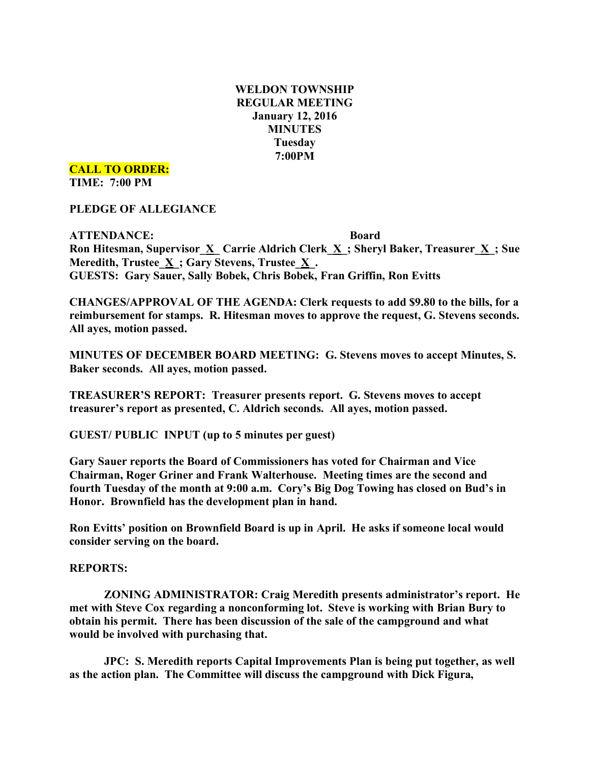**WELDON TOWNSHIP**
**REGULAR MEETING**
**January 12, 2016**
**MINUTES**
**Tuesday**
**7:00PM**

**CALL TO ORDER:**
**TIME: 7:00 PM**

**PLEDGE OF ALLEGIANCE**

**ATTENDANCE: Board**
**Ron Hitesman, Supervisor_X_ Carrie Aldrich Clerk_X_; Sheryl Baker, Treasurer_X_; Sue Meredith, Trustee_X_; Gary Stevens, Trustee_X_.**
**GUESTS: Gary Sauer, Sally Bobek, Chris Bobek, Fran Griffin, Ron Evitts**

**CHANGES/APPROVAL OF THE AGENDA: Clerk requests to add $9.80 to the bills, for a reimbursement for stamps. R. Hitesman moves to approve the request, G. Stevens seconds. All ayes, motion passed.**

**MINUTES OF DECEMBER BOARD MEETING: G. Stevens moves to accept Minutes, S. Baker seconds. All ayes, motion passed.**

**TREASURER'S REPORT: Treasurer presents report. G. Stevens moves to accept treasurer's report as presented, C. Aldrich seconds. All ayes, motion passed.**

**GUEST/ PUBLIC INPUT (up to 5 minutes per guest)**

**Gary Sauer reports the Board of Commissioners has voted for Chairman and Vice Chairman, Roger Griner and Frank Walterhouse. Meeting times are the second and fourth Tuesday of the month at 9:00 a.m. Cory's Big Dog Towing has closed on Bud's in Honor. Brownfield has the development plan in hand.**

**Ron Evitts' position on Brownfield Board is up in April. He asks if someone local would consider serving on the board.**

**REPORTS:**

**ZONING ADMINISTRATOR: Craig Meredith presents administrator's report. He met with Steve Cox regarding a nonconforming lot. Steve is working with Brian Bury to obtain his permit. There has been discussion of the sale of the campground and what would be involved with purchasing that.**

**JPC: S. Meredith reports Capital Improvements Plan is being put together, as well as the action plan. The Committee will discuss the campground with Dick Figura,**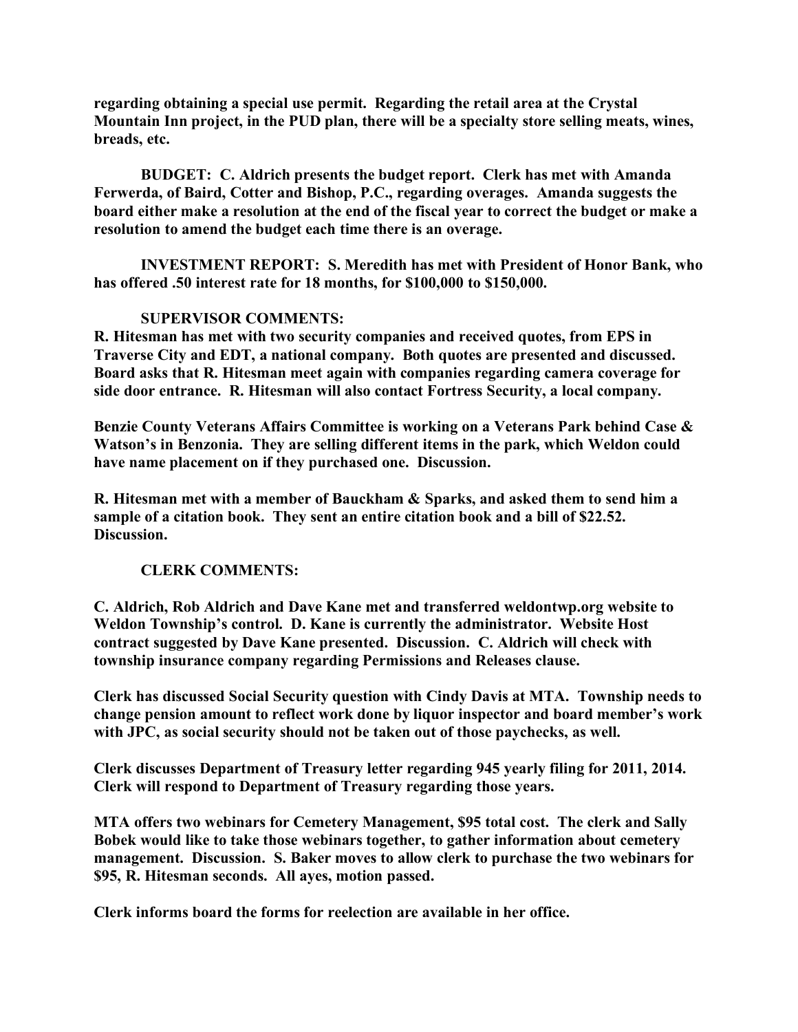**regarding obtaining a special use permit. Regarding the retail area at the Crystal Mountain Inn project, in the PUD plan, there will be a specialty store selling meats, wines, breads, etc.**

**BUDGET: C. Aldrich presents the budget report. Clerk has met with Amanda Ferwerda, of Baird, Cotter and Bishop, P.C., regarding overages. Amanda suggests the board either make a resolution at the end of the fiscal year to correct the budget or make a resolution to amend the budget each time there is an overage.**

**INVESTMENT REPORT: S. Meredith has met with President of Honor Bank, who has offered .50 interest rate for 18 months, for $100,000 to $150,000.**

**SUPERVISOR COMMENTS:**

**R. Hitesman has met with two security companies and received quotes, from EPS in Traverse City and EDT, a national company. Both quotes are presented and discussed. Board asks that R. Hitesman meet again with companies regarding camera coverage for side door entrance. R. Hitesman will also contact Fortress Security, a local company.**

**Benzie County Veterans Affairs Committee is working on a Veterans Park behind Case & Watson's in Benzonia. They are selling different items in the park, which Weldon could have name placement on if they purchased one. Discussion.**

**R. Hitesman met with a member of Bauckham & Sparks, and asked them to send him a sample of a citation book. They sent an entire citation book and a bill of $22.52. Discussion.**

**CLERK COMMENTS:**

**C. Aldrich, Rob Aldrich and Dave Kane met and transferred weldontwp.org website to Weldon Township's control. D. Kane is currently the administrator. Website Host contract suggested by Dave Kane presented. Discussion. C. Aldrich will check with township insurance company regarding Permissions and Releases clause.**

**Clerk has discussed Social Security question with Cindy Davis at MTA. Township needs to change pension amount to reflect work done by liquor inspector and board member's work with JPC, as social security should not be taken out of those paychecks, as well.**

**Clerk discusses Department of Treasury letter regarding 945 yearly filing for 2011, 2014. Clerk will respond to Department of Treasury regarding those years.**

**MTA offers two webinars for Cemetery Management, $95 total cost. The clerk and Sally Bobek would like to take those webinars together, to gather information about cemetery management. Discussion. S. Baker moves to allow clerk to purchase the two webinars for $95, R. Hitesman seconds. All ayes, motion passed.**

**Clerk informs board the forms for reelection are available in her office.**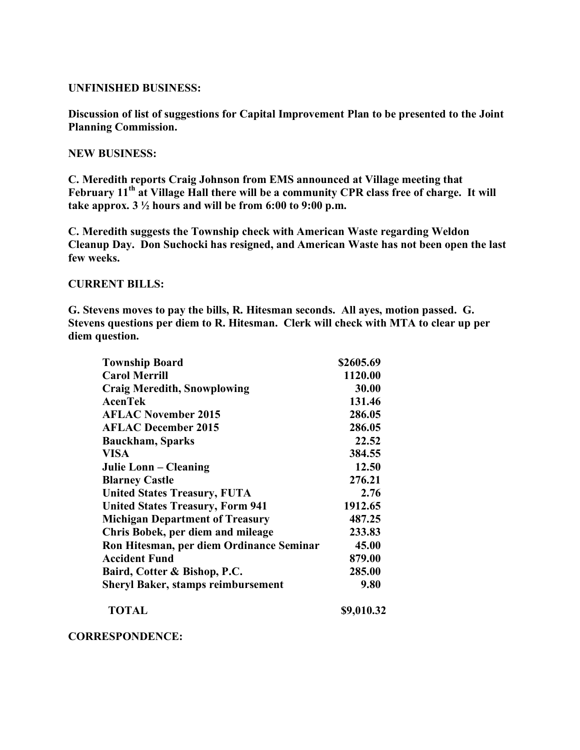**UNFINISHED BUSINESS:**

**Discussion of list of suggestions for Capital Improvement Plan to be presented to the Joint Planning Commission.**

**NEW BUSINESS:**

**C. Meredith reports Craig Johnson from EMS announced at Village meeting that February 11th at Village Hall there will be a community CPR class free of charge. It will take approx. 3 ½ hours and will be from 6:00 to 9:00 p.m.**

**C. Meredith suggests the Township check with American Waste regarding Weldon Cleanup Day. Don Suchocki has resigned, and American Waste has not been open the last few weeks.**

**CURRENT BILLS:**

**G. Stevens moves to pay the bills, R. Hitesman seconds. All ayes, motion passed. G. Stevens questions per diem to R. Hitesman. Clerk will check with MTA to clear up per diem question.**

| | |
|---|---|
| **Township Board** | **$2605.69** |
| **Carol Merrill** | **1120.00** |
| **Craig Meredith, Snowplowing** | **30.00** |
| **AcenTek** | **131.46** |
| **AFLAC November 2015** | **286.05** |
| **AFLAC December 2015** | **286.05** |
| **Bauckham, Sparks** | **22.52** |
| **VISA** | **384.55** |
| **Julie Lonn – Cleaning** | **12.50** |
| **Blarney Castle** | **276.21** |
| **United States Treasury, FUTA** | **2.76** |
| **United States Treasury, Form 941** | **1912.65** |
| **Michigan Department of Treasury** | **487.25** |
| **Chris Bobek, per diem and mileage** | **233.83** |
| **Ron Hitesman, per diem Ordinance Seminar** | **45.00** |
| **Accident Fund** | **879.00** |
| **Baird, Cotter & Bishop, P.C.** | **285.00** |
| **Sheryl Baker, stamps reimbursement** | **9.80** |
| **TOTAL** | **$9,010.32** |

**CORRESPONDENCE:**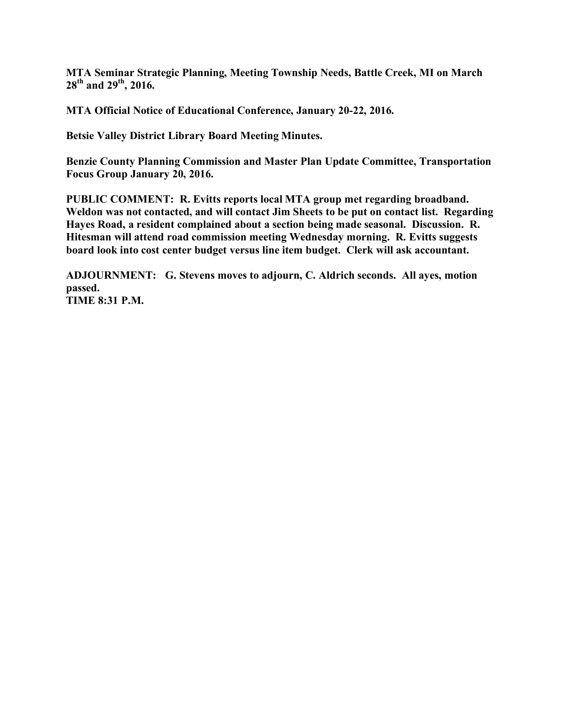**MTA Seminar Strategic Planning, Meeting Township Needs, Battle Creek, MI on March 28th and 29th, 2016.**

**MTA Official Notice of Educational Conference, January 20-22, 2016.**

**Betsie Valley District Library Board Meeting Minutes.**

**Benzie County Planning Commission and Master Plan Update Committee, Transportation Focus Group January 20, 2016.**

**PUBLIC COMMENT: R. Evitts reports local MTA group met regarding broadband. Weldon was not contacted, and will contact Jim Sheets to be put on contact list. Regarding Hayes Road, a resident complained about a section being made seasonal. Discussion. R. Hitesman will attend road commission meeting Wednesday morning. R. Evitts suggests board look into cost center budget versus line item budget. Clerk will ask accountant.**

**ADJOURNMENT: G. Stevens moves to adjourn, C. Aldrich seconds. All ayes, motion passed.**
**TIME 8:31 P.M.**